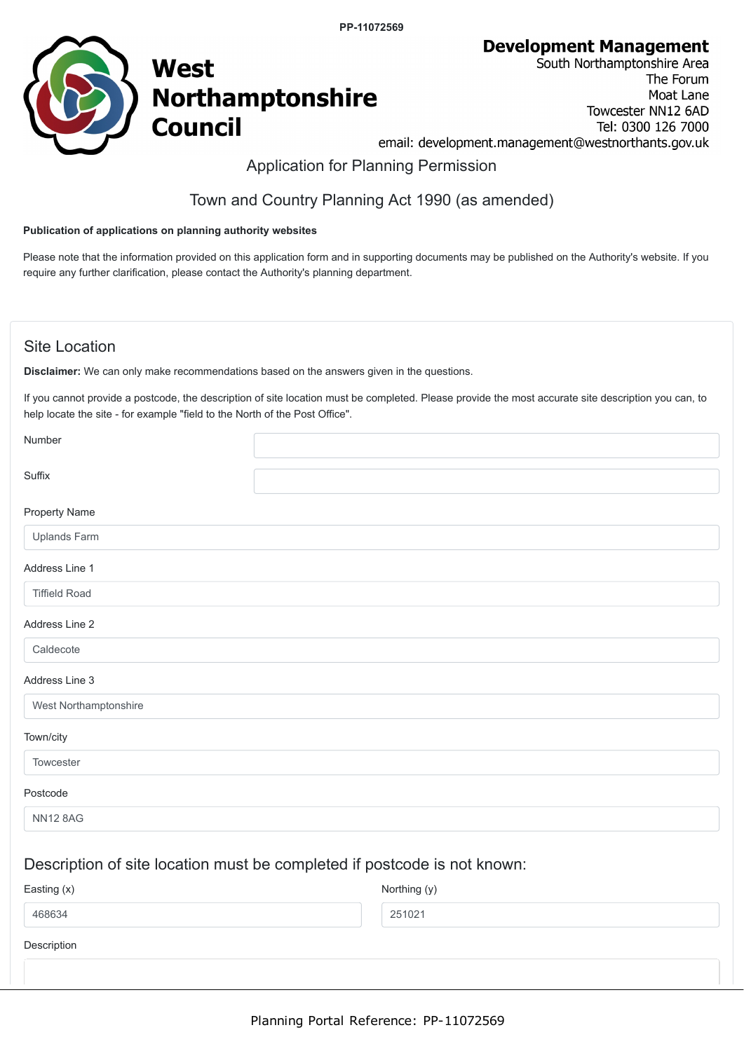PP-11072569

**West Northamptonshire Council**

**Development Management**
South Northamptonshire Area
The Forum
Moat Lane
Towcester NN12 6AD
Tel: 0300 126 7000
email: development.management@westnorthants.gov.uk

# Application for Planning Permission

## Town and Country Planning Act 1990 (as amended)

**Publication of applications on planning authority websites**

Please note that the information provided on this application form and in supporting documents may be published on the Authority's website. If you require any further clarification, please contact the Authority's planning department.

## Site Location

**Disclaimer:** We can only make recommendations based on the answers given in the questions.

If you cannot provide a postcode, the description of site location must be completed. Please provide the most accurate site description you can, to help locate the site - for example "field to the North of the Post Office".

Number

Suffix

Property Name

Uplands Farm

Address Line 1

Tiffield Road

Address Line 2

Caldecote

Address Line 3

West Northamptonshire

Town/city

Towcester

Postcode

NN12 8AG

### Description of site location must be completed if postcode is not known:

| Easting (x) | Northing (y) |
| --- | --- |
| 468634 | 251021 |

Description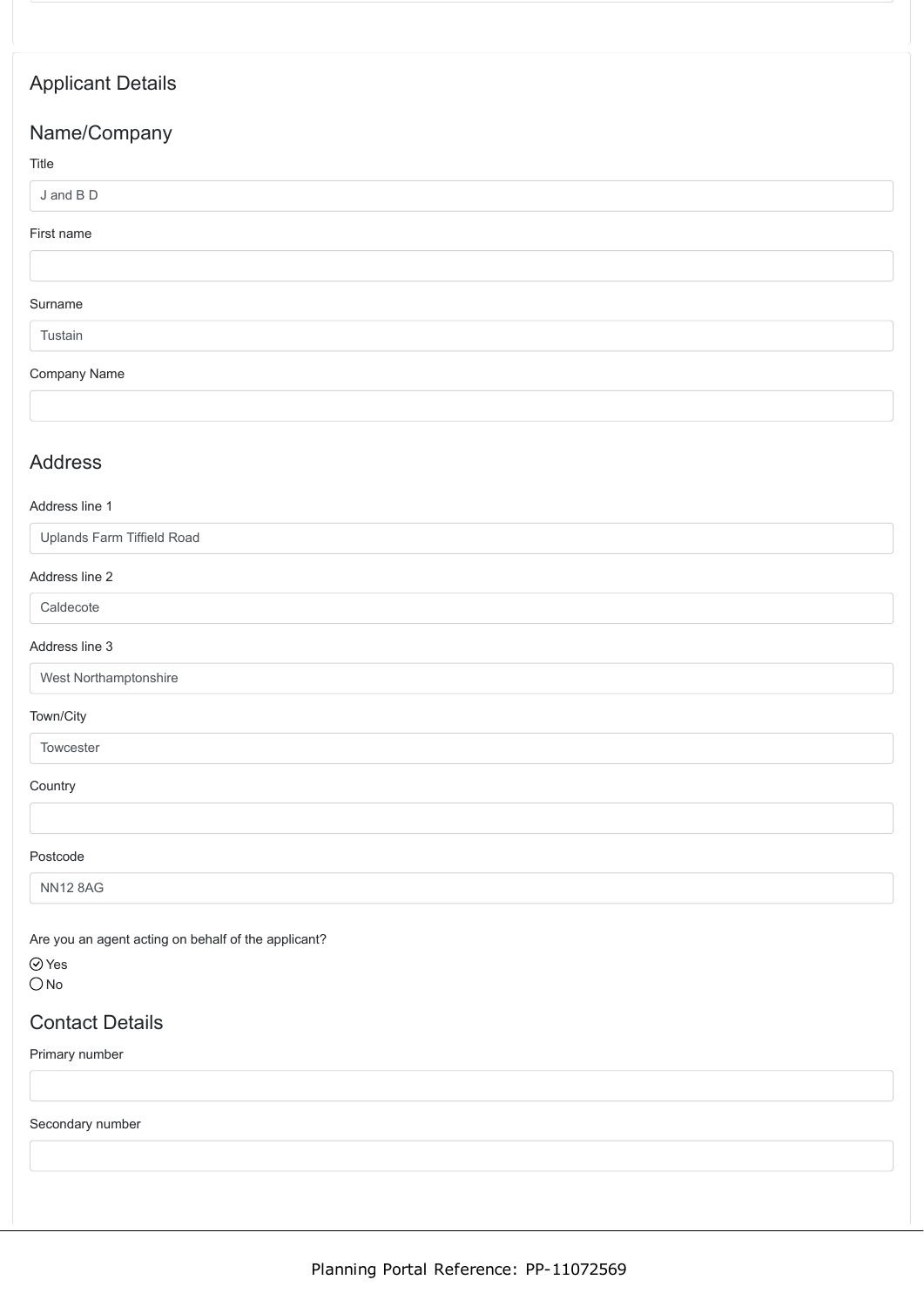## Applicant Details

### Name/Company

Title

J and B D

First name

Surname

Tustain

Company Name

### Address

Address line 1

Uplands Farm Tiffield Road

Address line 2

Caldecote

Address line 3

West Northamptonshire

Town/City

Towcester

Country

Postcode

NN12 8AG

Are you an agent acting on behalf of the applicant?

- [x] Yes
- [ ] No

### Contact Details

Primary number

Secondary number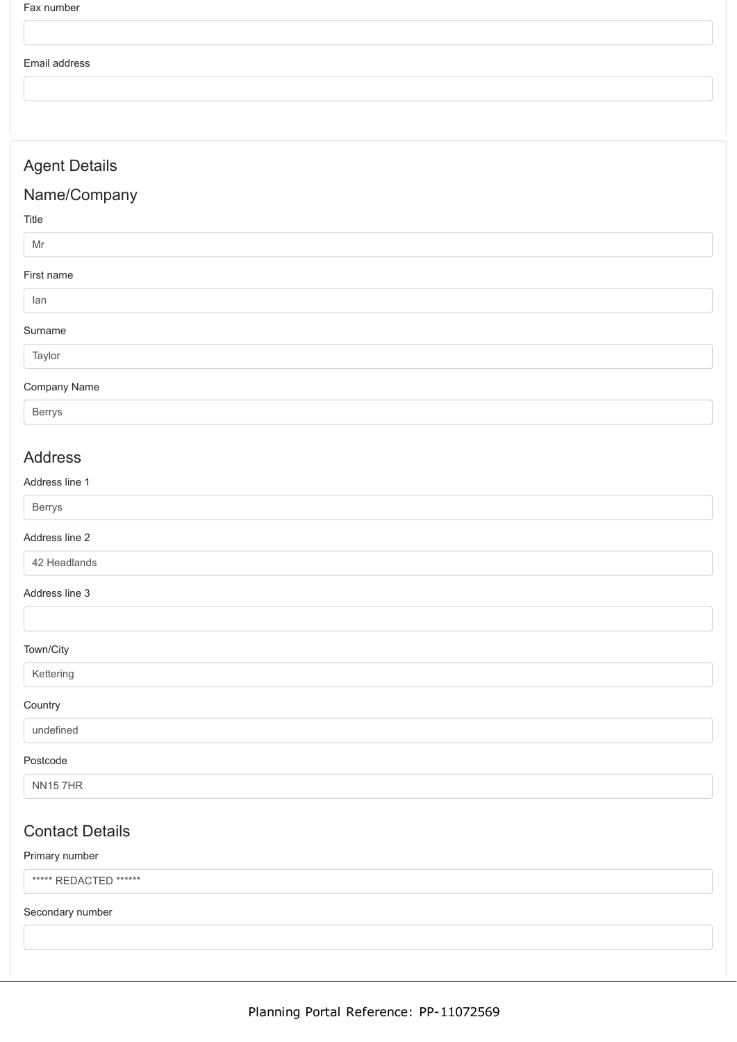Fax number

Email address

## Agent Details

### Name/Company

Title

Mr

First name

Ian

Surname

Taylor

Company Name

Berrys

### Address

Address line 1

Berrys

Address line 2

42 Headlands

Address line 3

Town/City

Kettering

Country

undefined

Postcode

NN15 7HR

### Contact Details

Primary number

***** REDACTED ******

Secondary number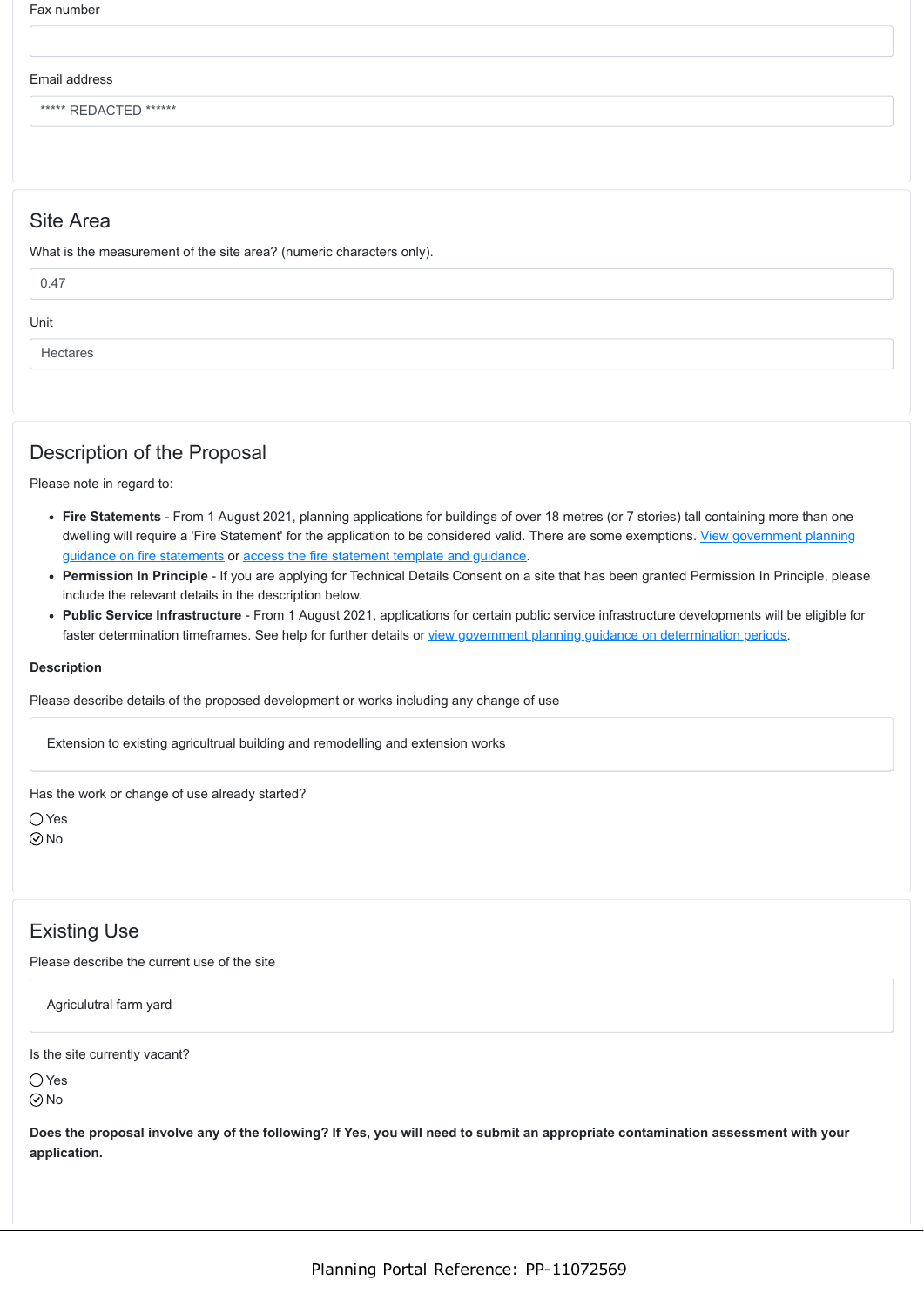Fax number

Email address

***** REDACTED ******

## Site Area

What is the measurement of the site area? (numeric characters only).

0.47

Unit

Hectares

## Description of the Proposal

Please note in regard to:

- **Fire Statements** - From 1 August 2021, planning applications for buildings of over 18 metres (or 7 stories) tall containing more than one dwelling will require a 'Fire Statement' for the application to be considered valid. There are some exemptions. View government planning guidance on fire statements or access the fire statement template and guidance.
- **Permission In Principle** - If you are applying for Technical Details Consent on a site that has been granted Permission In Principle, please include the relevant details in the description below.
- **Public Service Infrastructure** - From 1 August 2021, applications for certain public service infrastructure developments will be eligible for faster determination timeframes. See help for further details or view government planning guidance on determination periods.

**Description**

Please describe details of the proposed development or works including any change of use

Extension to existing agricultrual building and remodelling and extension works

Has the work or change of use already started?

○ Yes
⊘ No

## Existing Use

Please describe the current use of the site

Agriculutral farm yard

Is the site currently vacant?

○ Yes
⊘ No

**Does the proposal involve any of the following? If Yes, you will need to submit an appropriate contamination assessment with your application.**

Planning Portal Reference: PP-11072569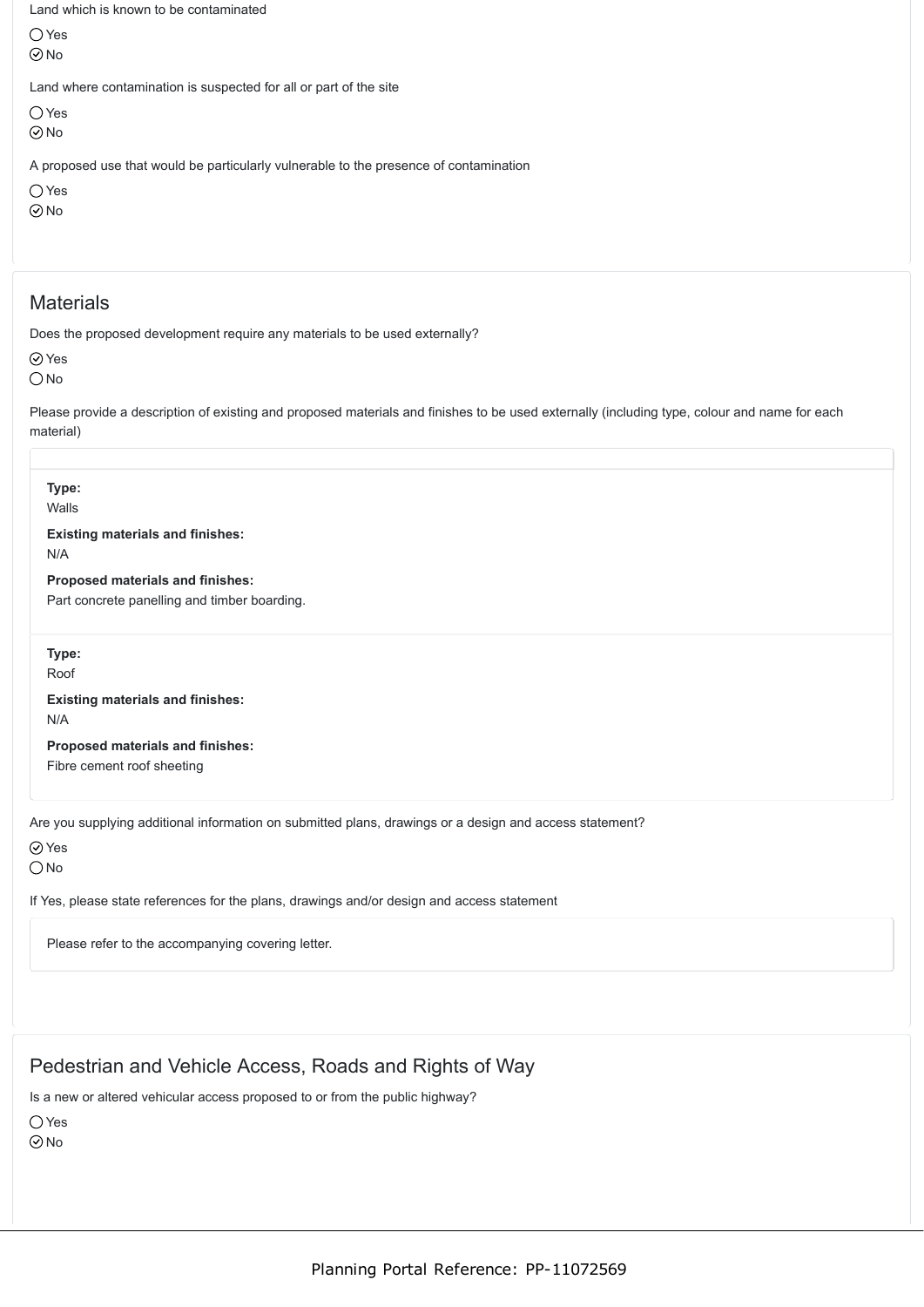Land which is known to be contaminated

○ Yes
⊙ No

Land where contamination is suspected for all or part of the site

○ Yes
⊙ No

A proposed use that would be particularly vulnerable to the presence of contamination

○ Yes
⊙ No

## Materials

Does the proposed development require any materials to be used externally?

⊙ Yes
○ No

Please provide a description of existing and proposed materials and finishes to be used externally (including type, colour and name for each material)

**Type:**
Walls

**Existing materials and finishes:**
N/A

**Proposed materials and finishes:**
Part concrete panelling and timber boarding.

**Type:**
Roof

**Existing materials and finishes:**
N/A

**Proposed materials and finishes:**
Fibre cement roof sheeting

Are you supplying additional information on submitted plans, drawings or a design and access statement?

⊙ Yes
○ No

If Yes, please state references for the plans, drawings and/or design and access statement

Please refer to the accompanying covering letter.

## Pedestrian and Vehicle Access, Roads and Rights of Way

Is a new or altered vehicular access proposed to or from the public highway?

○ Yes
⊙ No

Planning Portal Reference: PP-11072569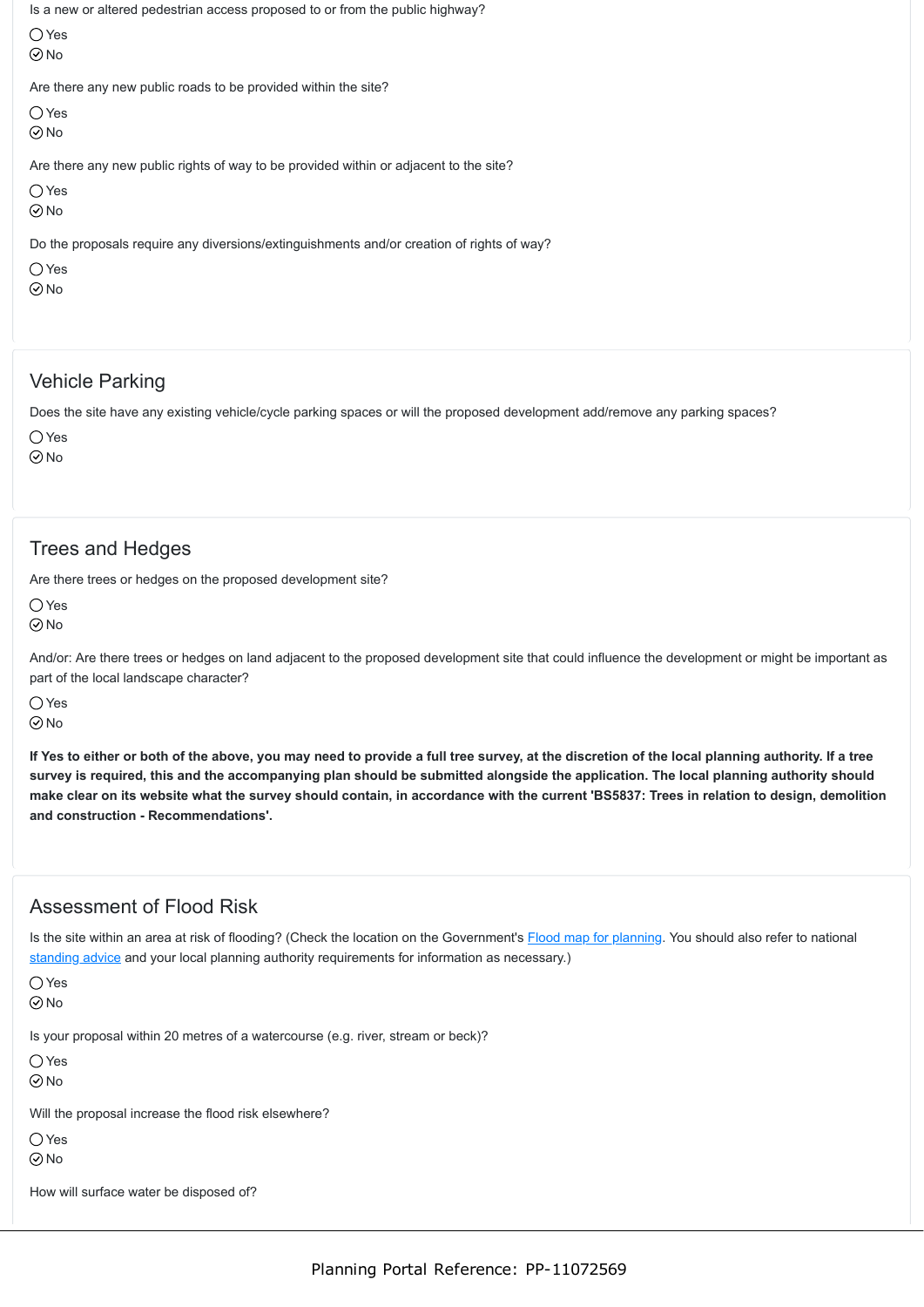Is a new or altered pedestrian access proposed to or from the public highway?

- ○ Yes
- ⊘ No

Are there any new public roads to be provided within the site?

- ○ Yes
- ⊘ No

Are there any new public rights of way to be provided within or adjacent to the site?

- ○ Yes
- ⊘ No

Do the proposals require any diversions/extinguishments and/or creation of rights of way?

- ○ Yes
- ⊘ No

## Vehicle Parking

Does the site have any existing vehicle/cycle parking spaces or will the proposed development add/remove any parking spaces?

- ○ Yes
- ⊘ No

## Trees and Hedges

Are there trees or hedges on the proposed development site?

- ○ Yes
- ⊘ No

And/or: Are there trees or hedges on land adjacent to the proposed development site that could influence the development or might be important as part of the local landscape character?

- ○ Yes
- ⊘ No

**If Yes to either or both of the above, you may need to provide a full tree survey, at the discretion of the local planning authority. If a tree survey is required, this and the accompanying plan should be submitted alongside the application. The local planning authority should make clear on its website what the survey should contain, in accordance with the current 'BS5837: Trees in relation to design, demolition and construction - Recommendations'.**

## Assessment of Flood Risk

Is the site within an area at risk of flooding? (Check the location on the Government's Flood map for planning. You should also refer to national standing advice and your local planning authority requirements for information as necessary.)

- ○ Yes
- ⊘ No

Is your proposal within 20 metres of a watercourse (e.g. river, stream or beck)?

- ○ Yes
- ⊘ No

Will the proposal increase the flood risk elsewhere?

- ○ Yes
- ⊘ No

How will surface water be disposed of?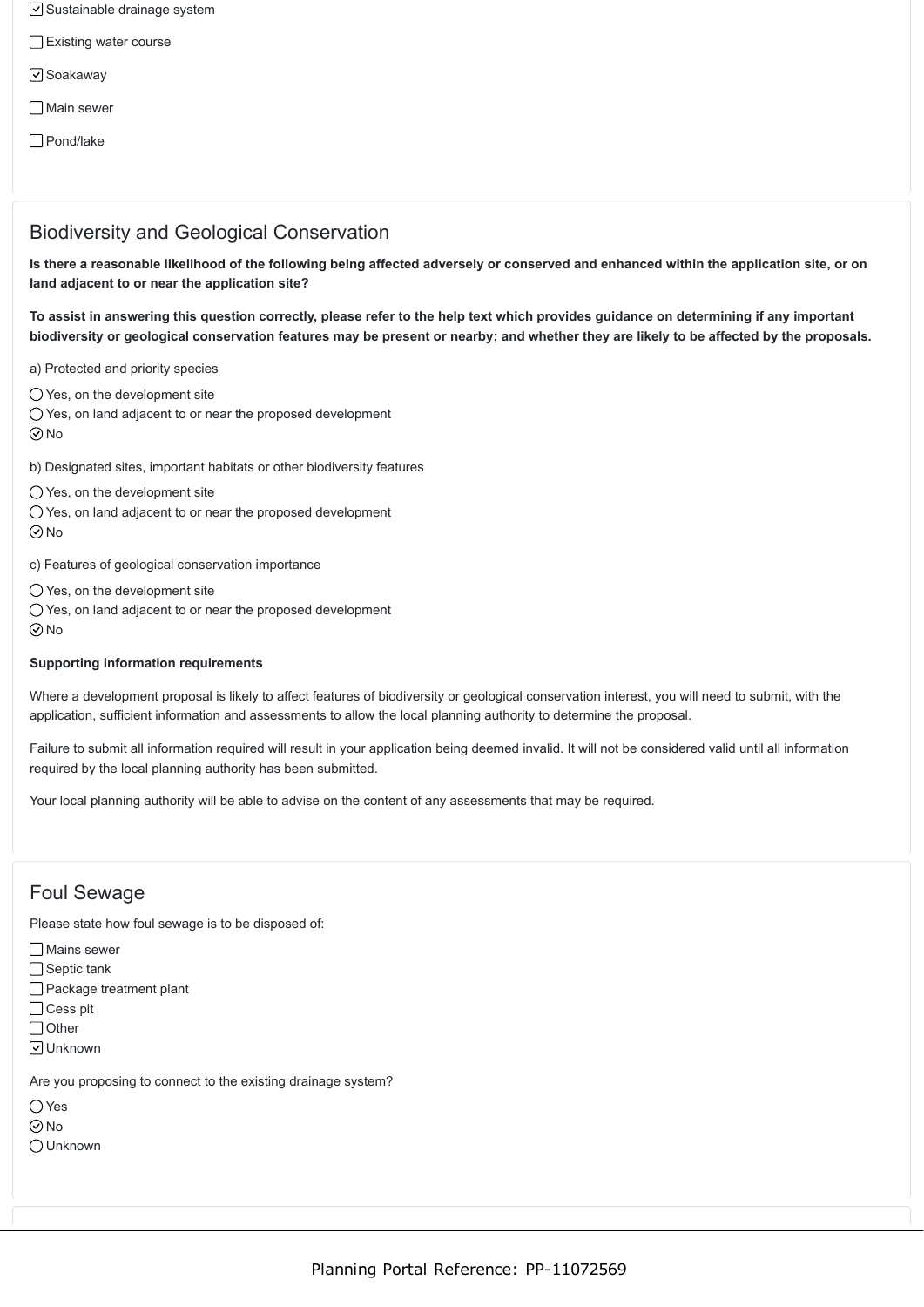- [x] Sustainable drainage system
- [ ] Existing water course
- [x] Soakaway
- [ ] Main sewer
- [ ] Pond/lake

## Biodiversity and Geological Conservation

**Is there a reasonable likelihood of the following being affected adversely or conserved and enhanced within the application site, or on land adjacent to or near the application site?**

**To assist in answering this question correctly, please refer to the help text which provides guidance on determining if any important biodiversity or geological conservation features may be present or nearby; and whether they are likely to be affected by the proposals.**

a) Protected and priority species

- ◯ Yes, on the development site
- ◯ Yes, on land adjacent to or near the proposed development
- ◉ No

b) Designated sites, important habitats or other biodiversity features

- ◯ Yes, on the development site
- ◯ Yes, on land adjacent to or near the proposed development
- ◉ No

c) Features of geological conservation importance

- ◯ Yes, on the development site
- ◯ Yes, on land adjacent to or near the proposed development
- ◉ No

**Supporting information requirements**

Where a development proposal is likely to affect features of biodiversity or geological conservation interest, you will need to submit, with the application, sufficient information and assessments to allow the local planning authority to determine the proposal.

Failure to submit all information required will result in your application being deemed invalid. It will not be considered valid until all information required by the local planning authority has been submitted.

Your local planning authority will be able to advise on the content of any assessments that may be required.

## Foul Sewage

Please state how foul sewage is to be disposed of:

- [ ] Mains sewer
- [ ] Septic tank
- [ ] Package treatment plant
- [ ] Cess pit
- [ ] Other
- [x] Unknown

Are you proposing to connect to the existing drainage system?

- ◯ Yes
- ◉ No
- ◯ Unknown

Planning Portal Reference: PP-11072569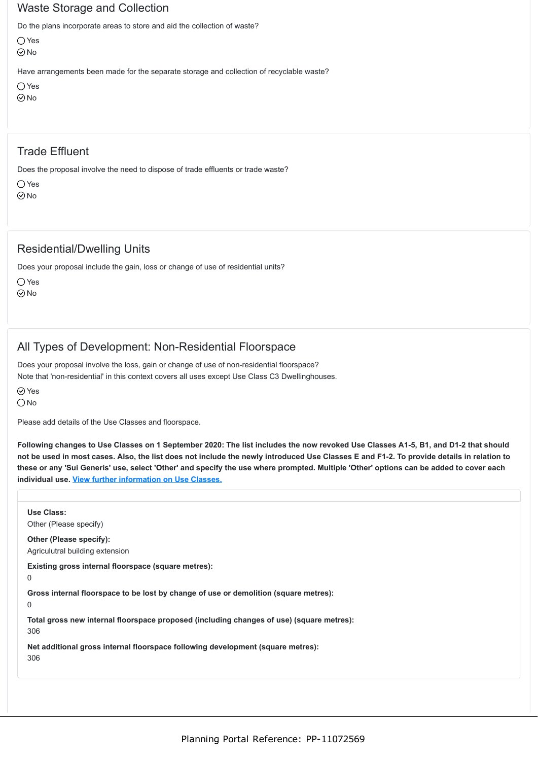## Waste Storage and Collection

Do the plans incorporate areas to store and aid the collection of waste?

◯ Yes
⊘ No

Have arrangements been made for the separate storage and collection of recyclable waste?

◯ Yes
⊘ No

## Trade Effluent

Does the proposal involve the need to dispose of trade effluents or trade waste?

◯ Yes
⊘ No

## Residential/Dwelling Units

Does your proposal include the gain, loss or change of use of residential units?

◯ Yes
⊘ No

## All Types of Development: Non-Residential Floorspace

Does your proposal involve the loss, gain or change of use of non-residential floorspace?
Note that 'non-residential' in this context covers all uses except Use Class C3 Dwellinghouses.

⊘ Yes
◯ No

Please add details of the Use Classes and floorspace.

**Following changes to Use Classes on 1 September 2020: The list includes the now revoked Use Classes A1-5, B1, and D1-2 that should not be used in most cases. Also, the list does not include the newly introduced Use Classes E and F1-2. To provide details in relation to these or any 'Sui Generis' use, select 'Other' and specify the use where prompted. Multiple 'Other' options can be added to cover each individual use. [View further information on Use Classes.]**

**Use Class:**
Other (Please specify)

**Other (Please specify):**
Agriculutral building extension

**Existing gross internal floorspace (square metres):**
0

**Gross internal floorspace to be lost by change of use or demolition (square metres):**
0

**Total gross new internal floorspace proposed (including changes of use) (square metres):**
306

**Net additional gross internal floorspace following development (square metres):**
306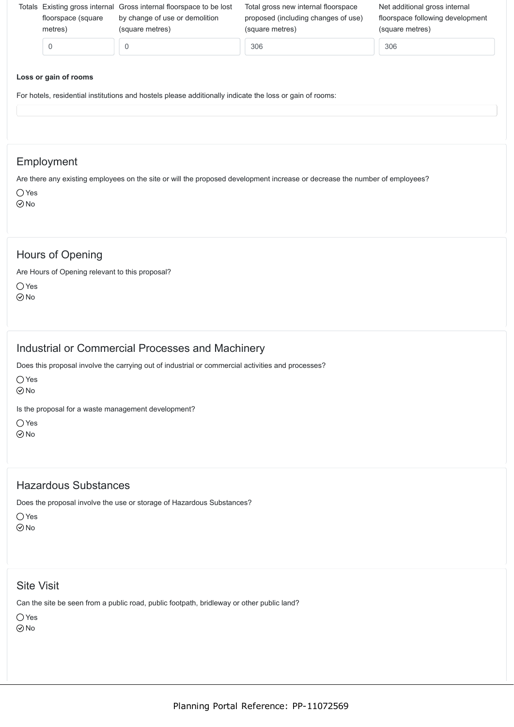| Totals | Existing gross internal floorspace (square metres) | Gross internal floorspace to be lost by change of use or demolition (square metres) | Total gross new internal floorspace proposed (including changes of use) (square metres) | Net additional gross internal floorspace following development (square metres) |
|---|---|---|---|---|
| | 0 | 0 | 306 | 306 |

**Loss or gain of rooms**

For hotels, residential institutions and hostels please additionally indicate the loss or gain of rooms:

## Employment

Are there any existing employees on the site or will the proposed development increase or decrease the number of employees?

○ Yes
⊗ No

## Hours of Opening

Are Hours of Opening relevant to this proposal?

○ Yes
⊗ No

## Industrial or Commercial Processes and Machinery

Does this proposal involve the carrying out of industrial or commercial activities and processes?

○ Yes
⊗ No

Is the proposal for a waste management development?

○ Yes
⊗ No

## Hazardous Substances

Does the proposal involve the use or storage of Hazardous Substances?

○ Yes
⊗ No

## Site Visit

Can the site be seen from a public road, public footpath, bridleway or other public land?

○ Yes
⊗ No

Planning Portal Reference: PP-11072569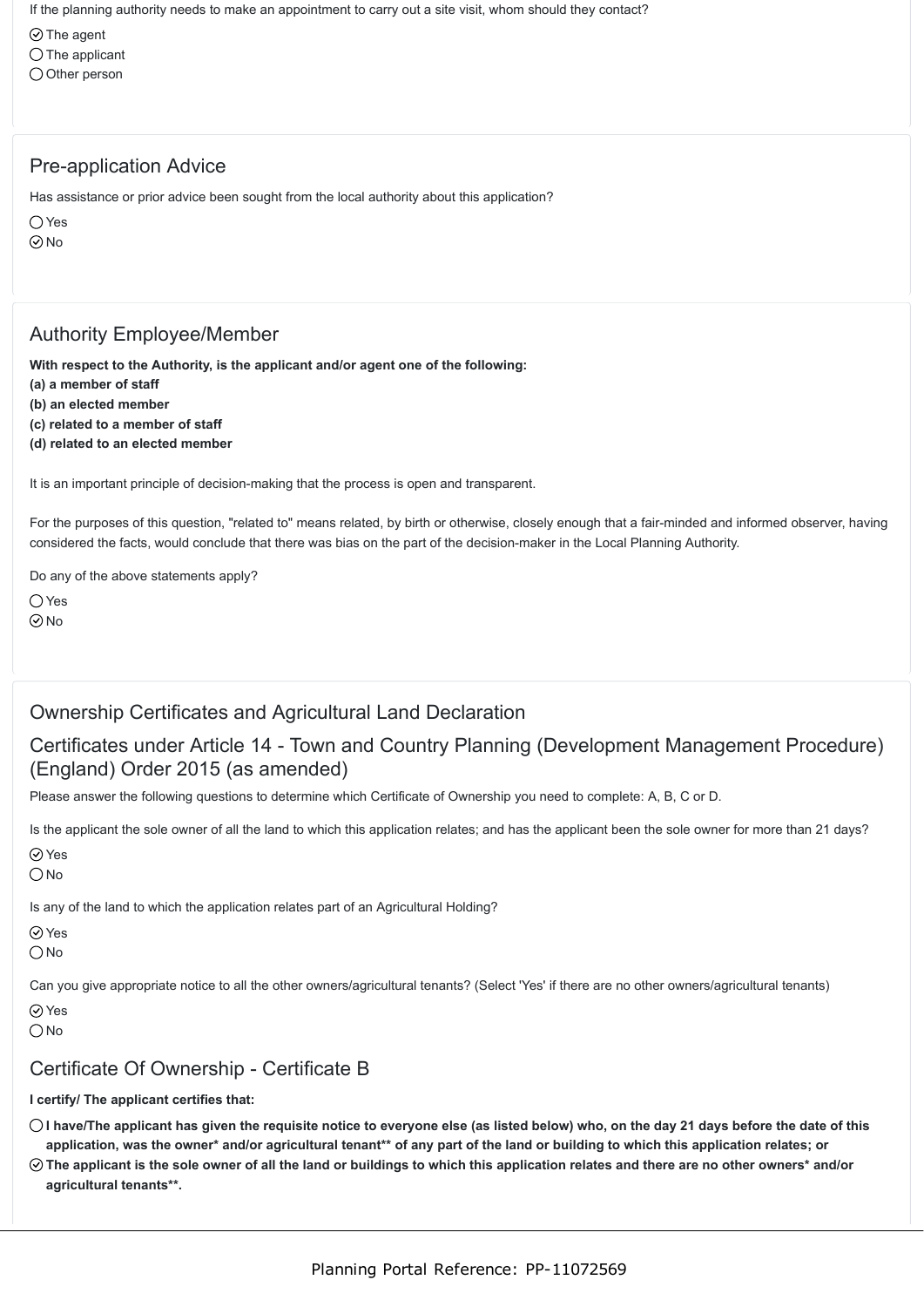If the planning authority needs to make an appointment to carry out a site visit, whom should they contact?

- [x] The agent
- [ ] The applicant
- [ ] Other person

## Pre-application Advice

Has assistance or prior advice been sought from the local authority about this application?

- [ ] Yes
- [x] No

## Authority Employee/Member

**With respect to the Authority, is the applicant and/or agent one of the following:**
**(a) a member of staff**
**(b) an elected member**
**(c) related to a member of staff**
**(d) related to an elected member**

It is an important principle of decision-making that the process is open and transparent.

For the purposes of this question, "related to" means related, by birth or otherwise, closely enough that a fair-minded and informed observer, having considered the facts, would conclude that there was bias on the part of the decision-maker in the Local Planning Authority.

Do any of the above statements apply?

- [ ] Yes
- [x] No

## Ownership Certificates and Agricultural Land Declaration

## Certificates under Article 14 - Town and Country Planning (Development Management Procedure) (England) Order 2015 (as amended)

Please answer the following questions to determine which Certificate of Ownership you need to complete: A, B, C or D.

Is the applicant the sole owner of all the land to which this application relates; and has the applicant been the sole owner for more than 21 days?

- [x] Yes
- [ ] No

Is any of the land to which the application relates part of an Agricultural Holding?

- [x] Yes
- [ ] No

Can you give appropriate notice to all the other owners/agricultural tenants? (Select 'Yes' if there are no other owners/agricultural tenants)

- [x] Yes
- [ ] No

## Certificate Of Ownership - Certificate B

**I certify/ The applicant certifies that:**

- [ ] **I have/The applicant has given the requisite notice to everyone else (as listed below) who, on the day 21 days before the date of this application, was the owner* and/or agricultural tenant** of any part of the land or building to which this application relates; or**
- [x] **The applicant is the sole owner of all the land or buildings to which this application relates and there are no other owners* and/or agricultural tenants**.**

Planning Portal Reference: PP-11072569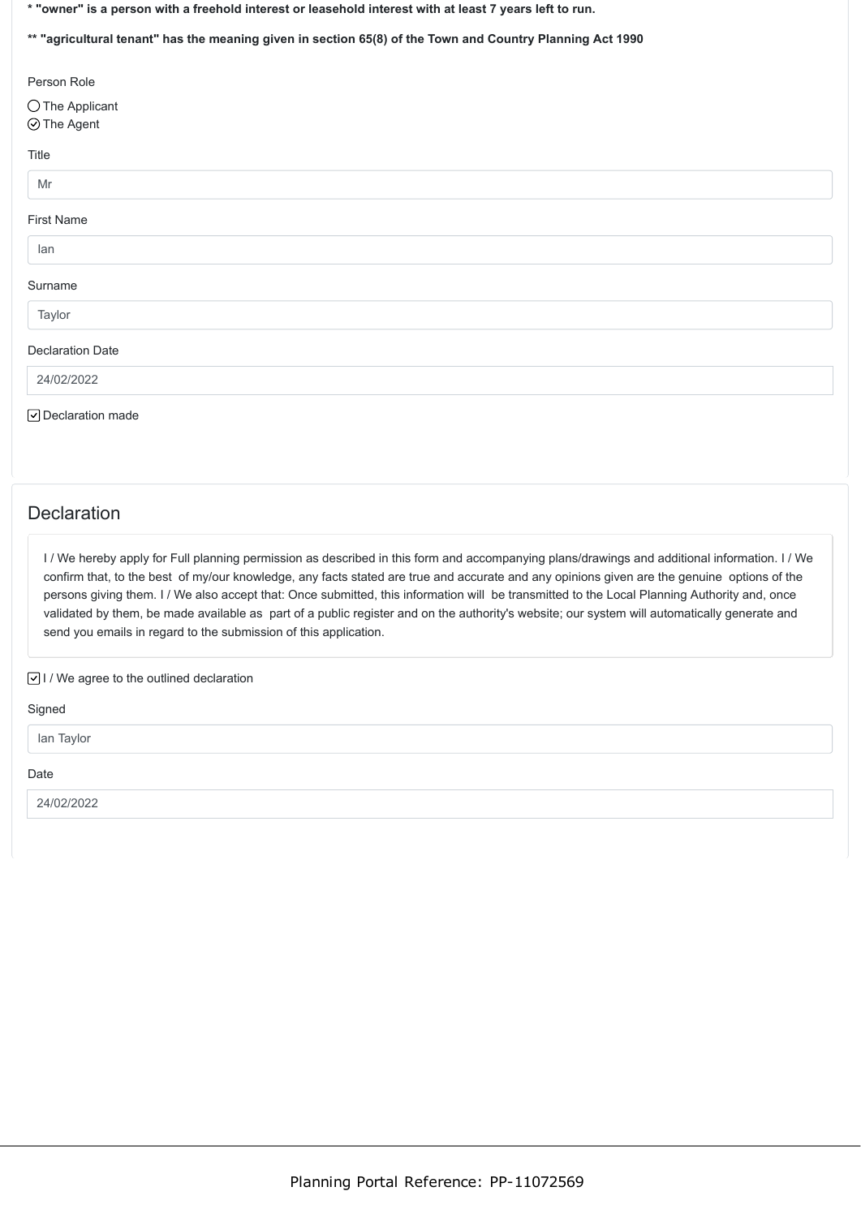**\* "owner" is a person with a freehold interest or leasehold interest with at least 7 years left to run.**

**\*\* "agricultural tenant" has the meaning given in section 65(8) of the Town and Country Planning Act 1990**

Person Role

◯ The Applicant
⊘ The Agent

Title

Mr

First Name

Ian

Surname

Taylor

Declaration Date

24/02/2022

☑ Declaration made

## Declaration

I / We hereby apply for Full planning permission as described in this form and accompanying plans/drawings and additional information. I / We confirm that, to the best of my/our knowledge, any facts stated are true and accurate and any opinions given are the genuine options of the persons giving them. I / We also accept that: Once submitted, this information will be transmitted to the Local Planning Authority and, once validated by them, be made available as part of a public register and on the authority's website; our system will automatically generate and send you emails in regard to the submission of this application.

☑ I / We agree to the outlined declaration

Signed

Ian Taylor

Date

24/02/2022

Planning Portal Reference: PP-11072569